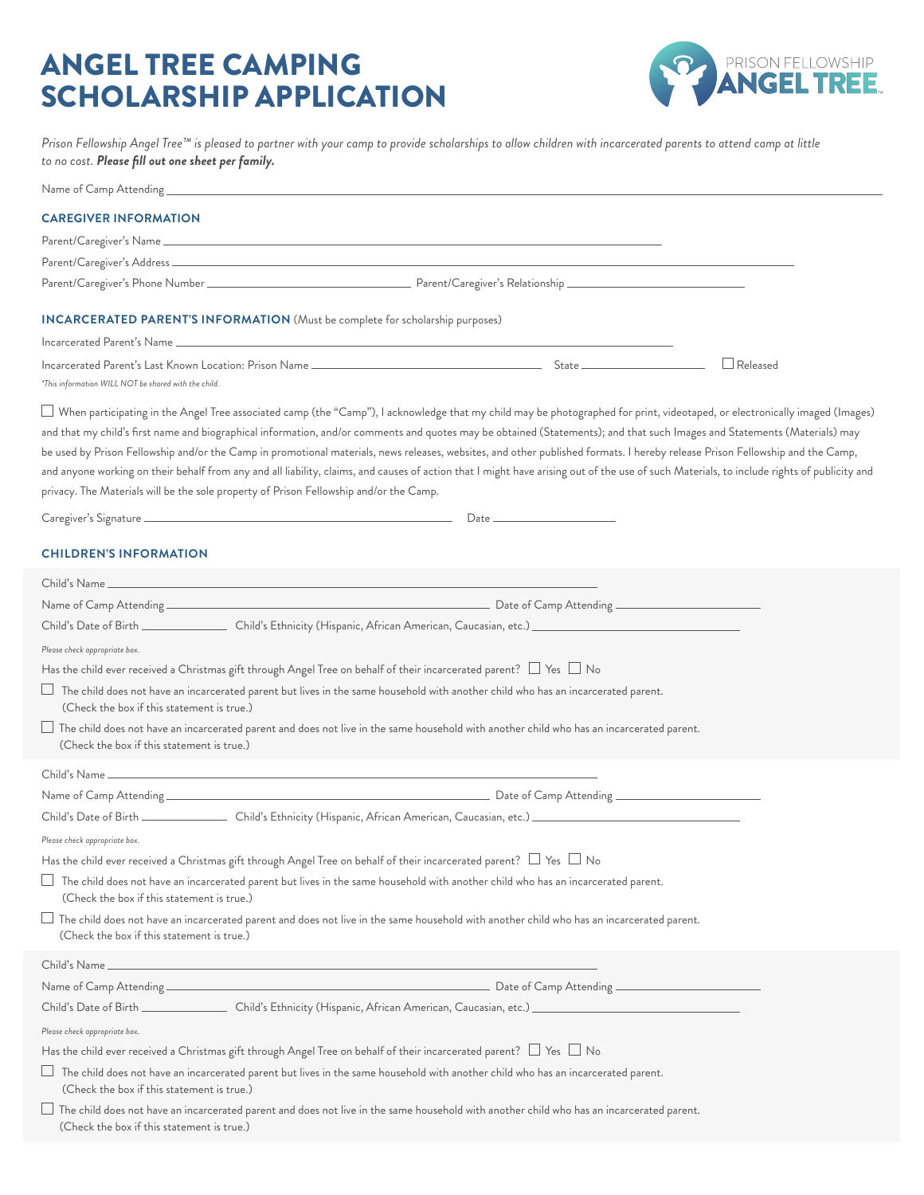# ANGEL TREE CAMPING SCHOLARSHIP APPLICATION

PRISON FELLOWSHIP ANGEL TREE

*Prison Fellowship Angel Tree™ is pleased to partner with your camp to provide scholarships to allow children with incarcerated parents to attend camp at little to no cost.* ***Please fill out one sheet per family.***

Name of Camp Attending ______________________________

## CAREGIVER INFORMATION

Parent/Caregiver's Name ______________________________

Parent/Caregiver's Address ______________________________

Parent/Caregiver's Phone Number ______________ Parent/Caregiver's Relationship ______________

## INCARCERATED PARENT'S INFORMATION (Must be complete for scholarship purposes)

Incarcerated Parent's Name ______________________________

Incarcerated Parent's Last Known Location: Prison Name ______________ State ______________ ☐ Released

*\*This information WILL NOT be shared with the child.*

☐ When participating in the Angel Tree associated camp (the "Camp"), I acknowledge that my child may be photographed for print, videotaped, or electronically imaged (Images) and that my child's first name and biographical information, and/or comments and quotes may be obtained (Statements); and that such Images and Statements (Materials) may be used by Prison Fellowship and/or the Camp in promotional materials, news releases, websites, and other published formats. I hereby release Prison Fellowship and the Camp, and anyone working on their behalf from any and all liability, claims, and causes of action that I might have arising out of the use of such Materials, to include rights of publicity and privacy. The Materials will be the sole property of Prison Fellowship and/or the Camp.

Caregiver's Signature ______________________________ Date ______________

## CHILDREN'S INFORMATION

Child's Name ______________________________

Name of Camp Attending ______________________________ Date of Camp Attending ______________

Child's Date of Birth ______________ Child's Ethnicity (Hispanic, African American, Caucasian, etc.) ______________

*Please check appropriate box.*

Has the child ever received a Christmas gift through Angel Tree on behalf of their incarcerated parent? ☐ Yes ☐ No

☐ The child does not have an incarcerated parent but lives in the same household with another child who has an incarcerated parent. (Check the box if this statement is true.)

☐ The child does not have an incarcerated parent and does not live in the same household with another child who has an incarcerated parent. (Check the box if this statement is true.)

Child's Name ______________________________

Name of Camp Attending ______________________________ Date of Camp Attending ______________

Child's Date of Birth ______________ Child's Ethnicity (Hispanic, African American, Caucasian, etc.) ______________

*Please check appropriate box.*

Has the child ever received a Christmas gift through Angel Tree on behalf of their incarcerated parent? ☐ Yes ☐ No

☐ The child does not have an incarcerated parent but lives in the same household with another child who has an incarcerated parent. (Check the box if this statement is true.)

☐ The child does not have an incarcerated parent and does not live in the same household with another child who has an incarcerated parent. (Check the box if this statement is true.)

Child's Name ______________________________

Name of Camp Attending ______________________________ Date of Camp Attending ______________

Child's Date of Birth ______________ Child's Ethnicity (Hispanic, African American, Caucasian, etc.) ______________

*Please check appropriate box.*

Has the child ever received a Christmas gift through Angel Tree on behalf of their incarcerated parent? ☐ Yes ☐ No

☐ The child does not have an incarcerated parent but lives in the same household with another child who has an incarcerated parent. (Check the box if this statement is true.)

☐ The child does not have an incarcerated parent and does not live in the same household with another child who has an incarcerated parent. (Check the box if this statement is true.)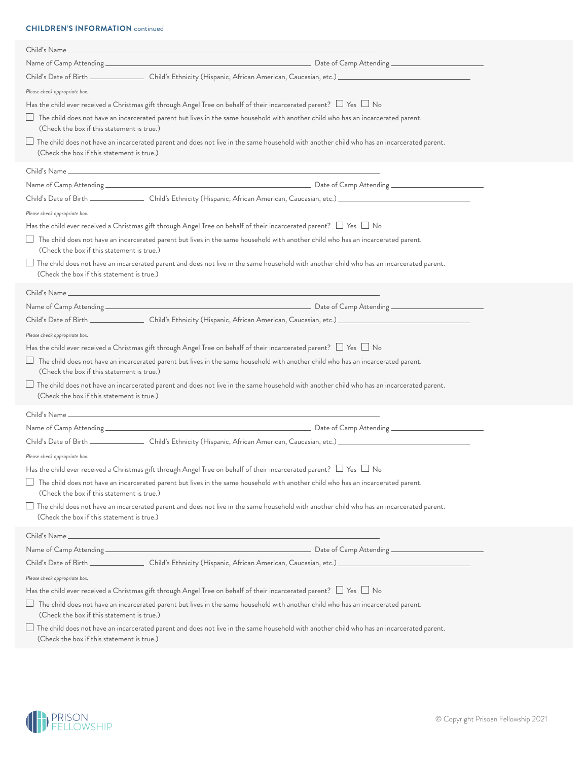**CHILDREN'S INFORMATION** continued

Child's Name \_\_\_\_\_\_\_\_\_\_\_\_\_\_\_\_\_\_\_\_\_\_\_\_\_\_\_\_\_\_\_\_\_\_\_\_\_\_\_\_

Name of Camp Attending \_\_\_\_\_\_\_\_\_\_\_\_\_\_\_\_\_\_\_\_\_\_\_\_\_\_\_\_\_\_ Date of Camp Attending \_\_\_\_\_\_\_\_\_\_\_\_\_\_

Child's Date of Birth \_\_\_\_\_\_\_\_\_\_ Child's Ethnicity (Hispanic, African American, Caucasian, etc.) \_\_\_\_\_\_\_\_\_\_\_\_\_\_

*Please check appropriate box.*

Has the child ever received a Christmas gift through Angel Tree on behalf of their incarcerated parent? ☐ Yes ☐ No

☐ The child does not have an incarcerated parent but lives in the same household with another child who has an incarcerated parent. (Check the box if this statement is true.)

☐ The child does not have an incarcerated parent and does not live in the same household with another child who has an incarcerated parent. (Check the box if this statement is true.)

Child's Name \_\_\_\_\_\_\_\_\_\_\_\_\_\_\_\_\_\_\_\_\_\_\_\_\_\_\_\_\_\_\_\_\_\_\_\_\_\_\_\_

Name of Camp Attending \_\_\_\_\_\_\_\_\_\_\_\_\_\_\_\_\_\_\_\_\_\_\_\_\_\_\_\_\_\_ Date of Camp Attending \_\_\_\_\_\_\_\_\_\_\_\_\_\_

Child's Date of Birth \_\_\_\_\_\_\_\_\_\_ Child's Ethnicity (Hispanic, African American, Caucasian, etc.) \_\_\_\_\_\_\_\_\_\_\_\_\_\_

*Please check appropriate box.*

Has the child ever received a Christmas gift through Angel Tree on behalf of their incarcerated parent? ☐ Yes ☐ No

☐ The child does not have an incarcerated parent but lives in the same household with another child who has an incarcerated parent. (Check the box if this statement is true.)

☐ The child does not have an incarcerated parent and does not live in the same household with another child who has an incarcerated parent. (Check the box if this statement is true.)

Child's Name \_\_\_\_\_\_\_\_\_\_\_\_\_\_\_\_\_\_\_\_\_\_\_\_\_\_\_\_\_\_\_\_\_\_\_\_\_\_\_\_

Name of Camp Attending \_\_\_\_\_\_\_\_\_\_\_\_\_\_\_\_\_\_\_\_\_\_\_\_\_\_\_\_\_\_ Date of Camp Attending \_\_\_\_\_\_\_\_\_\_\_\_\_\_

Child's Date of Birth \_\_\_\_\_\_\_\_\_\_ Child's Ethnicity (Hispanic, African American, Caucasian, etc.) \_\_\_\_\_\_\_\_\_\_\_\_\_\_

*Please check appropriate box.*

Has the child ever received a Christmas gift through Angel Tree on behalf of their incarcerated parent? ☐ Yes ☐ No

☐ The child does not have an incarcerated parent but lives in the same household with another child who has an incarcerated parent. (Check the box if this statement is true.)

☐ The child does not have an incarcerated parent and does not live in the same household with another child who has an incarcerated parent. (Check the box if this statement is true.)

Child's Name \_\_\_\_\_\_\_\_\_\_\_\_\_\_\_\_\_\_\_\_\_\_\_\_\_\_\_\_\_\_\_\_\_\_\_\_\_\_\_\_

Name of Camp Attending \_\_\_\_\_\_\_\_\_\_\_\_\_\_\_\_\_\_\_\_\_\_\_\_\_\_\_\_\_\_ Date of Camp Attending \_\_\_\_\_\_\_\_\_\_\_\_\_\_

Child's Date of Birth \_\_\_\_\_\_\_\_\_\_ Child's Ethnicity (Hispanic, African American, Caucasian, etc.) \_\_\_\_\_\_\_\_\_\_\_\_\_\_

*Please check appropriate box.*

Has the child ever received a Christmas gift through Angel Tree on behalf of their incarcerated parent? ☐ Yes ☐ No

☐ The child does not have an incarcerated parent but lives in the same household with another child who has an incarcerated parent. (Check the box if this statement is true.)

☐ The child does not have an incarcerated parent and does not live in the same household with another child who has an incarcerated parent. (Check the box if this statement is true.)

Child's Name \_\_\_\_\_\_\_\_\_\_\_\_\_\_\_\_\_\_\_\_\_\_\_\_\_\_\_\_\_\_\_\_\_\_\_\_\_\_\_\_

Name of Camp Attending \_\_\_\_\_\_\_\_\_\_\_\_\_\_\_\_\_\_\_\_\_\_\_\_\_\_\_\_\_\_ Date of Camp Attending \_\_\_\_\_\_\_\_\_\_\_\_\_\_

Child's Date of Birth \_\_\_\_\_\_\_\_\_\_ Child's Ethnicity (Hispanic, African American, Caucasian, etc.) \_\_\_\_\_\_\_\_\_\_\_\_\_\_

*Please check appropriate box.*

Has the child ever received a Christmas gift through Angel Tree on behalf of their incarcerated parent? ☐ Yes ☐ No

☐ The child does not have an incarcerated parent but lives in the same household with another child who has an incarcerated parent. (Check the box if this statement is true.)

☐ The child does not have an incarcerated parent and does not live in the same household with another child who has an incarcerated parent. (Check the box if this statement is true.)

PRISON FELLOWSHIP

© Copyright Prisoan Fellowship 2021